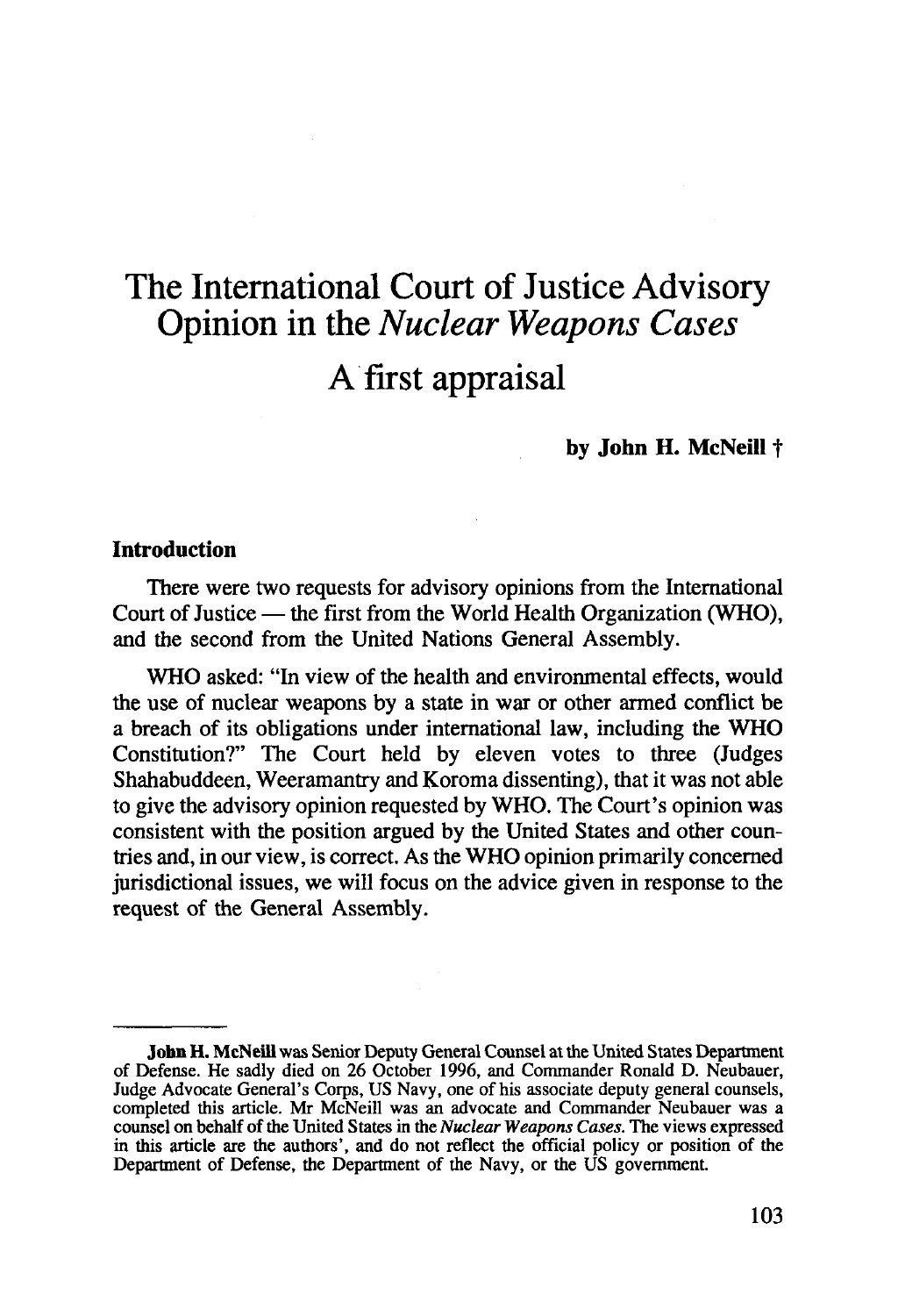# The International Court of Justice Advisory Opinion in the *Nuclear Weapons Cases*

## A first appraisal

**by John H. McNeill †**

### Introduction

There were two requests for advisory opinions from the International Court of Justice — the first from the World Health Organization (WHO), and the second from the United Nations General Assembly.

WHO asked: "In view of the health and environmental effects, would the use of nuclear weapons by a state in war or other armed conflict be a breach of its obligations under international law, including the WHO Constitution?" The Court held by eleven votes to three (Judges Shahabuddeen, Weeramantry and Koroma dissenting), that it was not able to give the advisory opinion requested by WHO. The Court's opinion was consistent with the position argued by the United States and other countries and, in our view, is correct. As the WHO opinion primarily concerned jurisdictional issues, we will focus on the advice given in response to the request of the General Assembly.

---

**John H. McNeill** was Senior Deputy General Counsel at the United States Department of Defense. He sadly died on 26 October 1996, and Commander Ronald D. Neubauer, Judge Advocate General's Corps, US Navy, one of his associate deputy general counsels, completed this article. Mr McNeill was an advocate and Commander Neubauer was a counsel on behalf of the United States in the *Nuclear Weapons Cases*. The views expressed in this article are the authors', and do not reflect the official policy or position of the Department of Defense, the Department of the Navy, or the US government.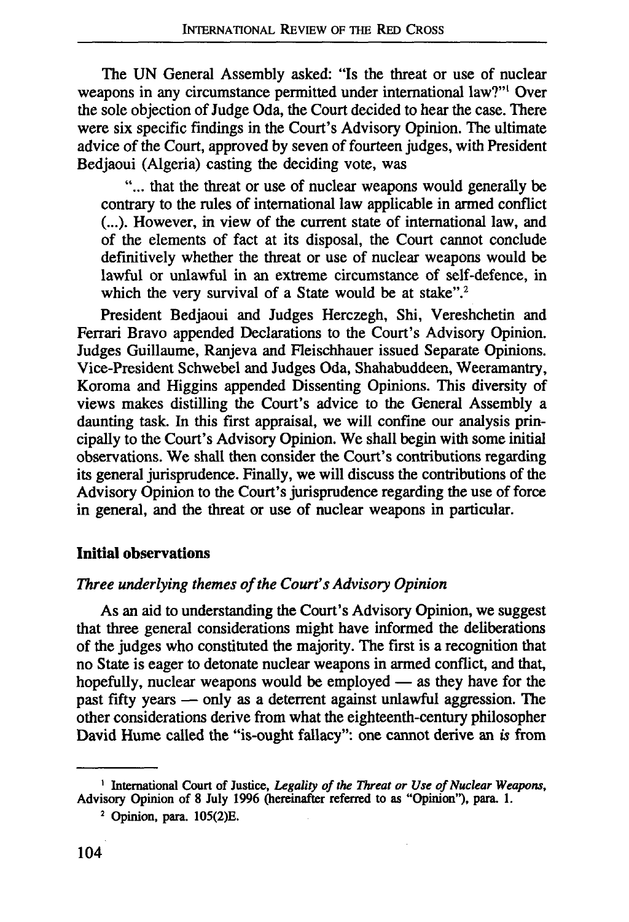The UN General Assembly asked: "Is the threat or use of nuclear weapons in any circumstance permitted under international law?"[1] Over the sole objection of Judge Oda, the Court decided to hear the case. There were six specific findings in the Court's Advisory Opinion. The ultimate advice of the Court, approved by seven of fourteen judges, with President Bedjaoui (Algeria) casting the deciding vote, was

> "... that the threat or use of nuclear weapons would generally be contrary to the rules of international law applicable in armed conflict (...). However, in view of the current state of international law, and of the elements of fact at its disposal, the Court cannot conclude definitively whether the threat or use of nuclear weapons would be lawful or unlawful in an extreme circumstance of self-defence, in which the very survival of a State would be at stake".[2]

President Bedjaoui and Judges Herczegh, Shi, Vereshchetin and Ferrari Bravo appended Declarations to the Court's Advisory Opinion. Judges Guillaume, Ranjeva and Fleischhauer issued Separate Opinions. Vice-President Schwebel and Judges Oda, Shahabuddeen, Weeramantry, Koroma and Higgins appended Dissenting Opinions. This diversity of views makes distilling the Court's advice to the General Assembly a daunting task. In this first appraisal, we will confine our analysis principally to the Court's Advisory Opinion. We shall begin with some initial observations. We shall then consider the Court's contributions regarding its general jurisprudence. Finally, we will discuss the contributions of the Advisory Opinion to the Court's jurisprudence regarding the use of force in general, and the threat or use of nuclear weapons in particular.

## Initial observations

### *Three underlying themes of the Court's Advisory Opinion*

As an aid to understanding the Court's Advisory Opinion, we suggest that three general considerations might have informed the deliberations of the judges who constituted the majority. The first is a recognition that no State is eager to detonate nuclear weapons in armed conflict, and that, hopefully, nuclear weapons would be employed — as they have for the past fifty years — only as a deterrent against unlawful aggression. The other considerations derive from what the eighteenth-century philosopher David Hume called the "is-ought fallacy": one cannot derive an *is* from

---

[1] International Court of Justice, *Legality of the Threat or Use of Nuclear Weapons*, Advisory Opinion of 8 July 1996 (hereinafter referred to as "Opinion"), para. 1.

[2] Opinion, para. 105(2)E.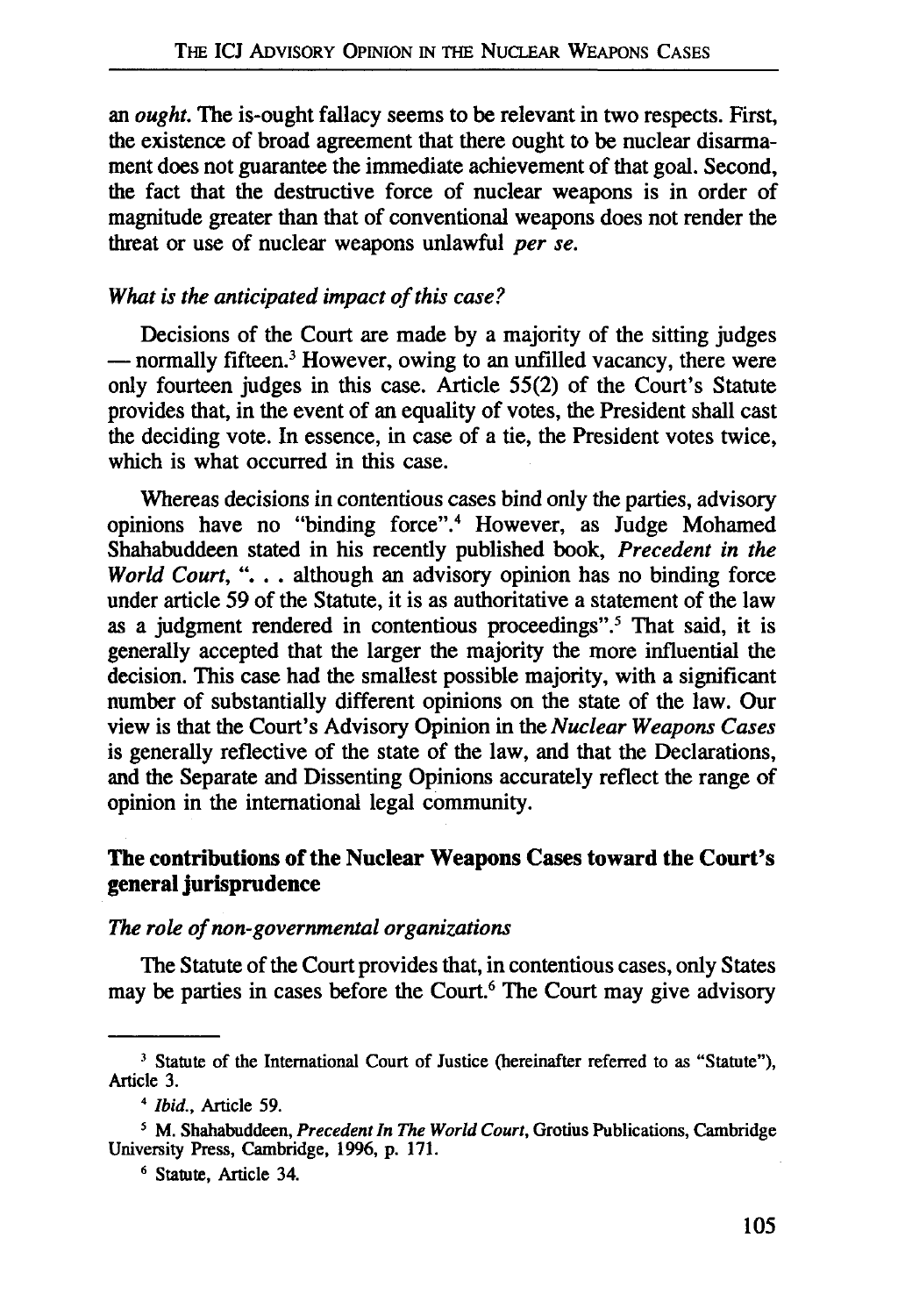an *ought*. The is-ought fallacy seems to be relevant in two respects. First, the existence of broad agreement that there ought to be nuclear disarmament does not guarantee the immediate achievement of that goal. Second, the fact that the destructive force of nuclear weapons is in order of magnitude greater than that of conventional weapons does not render the threat or use of nuclear weapons unlawful *per se*.

### *What is the anticipated impact of this case?*

Decisions of the Court are made by a majority of the sitting judges — normally fifteen.[3] However, owing to an unfilled vacancy, there were only fourteen judges in this case. Article 55(2) of the Court's Statute provides that, in the event of an equality of votes, the President shall cast the deciding vote. In essence, in case of a tie, the President votes twice, which is what occurred in this case.

Whereas decisions in contentious cases bind only the parties, advisory opinions have no "binding force".[4] However, as Judge Mohamed Shahabuddeen stated in his recently published book, *Precedent in the World Court*, ". . . although an advisory opinion has no binding force under article 59 of the Statute, it is as authoritative a statement of the law as a judgment rendered in contentious proceedings".[5] That said, it is generally accepted that the larger the majority the more influential the decision. This case had the smallest possible majority, with a significant number of substantially different opinions on the state of the law. Our view is that the Court's Advisory Opinion in the *Nuclear Weapons Cases* is generally reflective of the state of the law, and that the Declarations, and the Separate and Dissenting Opinions accurately reflect the range of opinion in the international legal community.

## The contributions of the Nuclear Weapons Cases toward the Court's general jurisprudence

### *The role of non-governmental organizations*

The Statute of the Court provides that, in contentious cases, only States may be parties in cases before the Court.[6] The Court may give advisory

---

[3] Statute of the International Court of Justice (hereinafter referred to as "Statute"), Article 3.

[4] *Ibid.*, Article 59.

[5] M. Shahabuddeen, *Precedent In The World Court*, Grotius Publications, Cambridge University Press, Cambridge, 1996, p. 171.

[6] Statute, Article 34.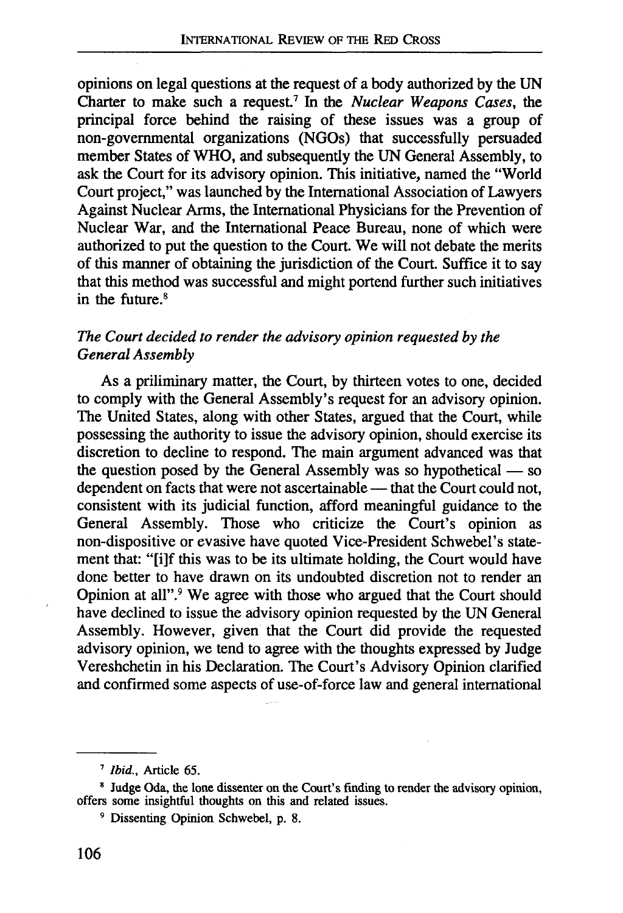opinions on legal questions at the request of a body authorized by the UN Charter to make such a request.[7] In the *Nuclear Weapons Cases*, the principal force behind the raising of these issues was a group of non-governmental organizations (NGOs) that successfully persuaded member States of WHO, and subsequently the UN General Assembly, to ask the Court for its advisory opinion. This initiative, named the "World Court project," was launched by the International Association of Lawyers Against Nuclear Arms, the International Physicians for the Prevention of Nuclear War, and the International Peace Bureau, none of which were authorized to put the question to the Court. We will not debate the merits of this manner of obtaining the jurisdiction of the Court. Suffice it to say that this method was successful and might portend further such initiatives in the future.[8]

*The Court decided to render the advisory opinion requested by the General Assembly*

As a priliminary matter, the Court, by thirteen votes to one, decided to comply with the General Assembly's request for an advisory opinion. The United States, along with other States, argued that the Court, while possessing the authority to issue the advisory opinion, should exercise its discretion to decline to respond. The main argument advanced was that the question posed by the General Assembly was so hypothetical — so dependent on facts that were not ascertainable — that the Court could not, consistent with its judicial function, afford meaningful guidance to the General Assembly. Those who criticize the Court's opinion as non-dispositive or evasive have quoted Vice-President Schwebel's statement that: "[i]f this was to be its ultimate holding, the Court would have done better to have drawn on its undoubted discretion not to render an Opinion at all".[9] We agree with those who argued that the Court should have declined to issue the advisory opinion requested by the UN General Assembly. However, given that the Court did provide the requested advisory opinion, we tend to agree with the thoughts expressed by Judge Vereshchetin in his Declaration. The Court's Advisory Opinion clarified and confirmed some aspects of use-of-force law and general international

---

[7] *Ibid.*, Article 65.

[8] Judge Oda, the lone dissenter on the Court's finding to render the advisory opinion, offers some insightful thoughts on this and related issues.

[9] Dissenting Opinion Schwebel, p. 8.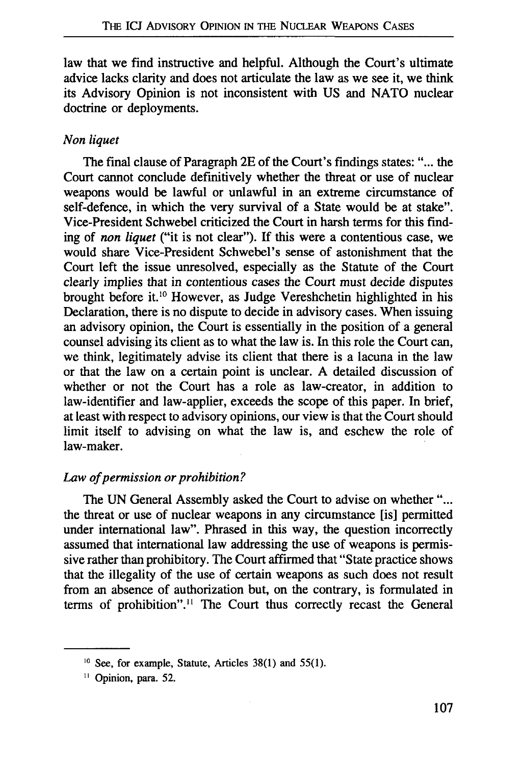law that we find instructive and helpful. Although the Court's ultimate advice lacks clarity and does not articulate the law as we see it, we think its Advisory Opinion is not inconsistent with US and NATO nuclear doctrine or deployments.

### *Non liquet*

The final clause of Paragraph 2E of the Court's findings states: "... the Court cannot conclude definitively whether the threat or use of nuclear weapons would be lawful or unlawful in an extreme circumstance of self-defence, in which the very survival of a State would be at stake". Vice-President Schwebel criticized the Court in harsh terms for this finding of *non liquet* ("it is not clear"). If this were a contentious case, we would share Vice-President Schwebel's sense of astonishment that the Court left the issue unresolved, especially as the Statute of the Court clearly implies that in contentious cases the Court must decide disputes brought before it.[10] However, as Judge Vereshchetin highlighted in his Declaration, there is no dispute to decide in advisory cases. When issuing an advisory opinion, the Court is essentially in the position of a general counsel advising its client as to what the law is. In this role the Court can, we think, legitimately advise its client that there is a lacuna in the law or that the law on a certain point is unclear. A detailed discussion of whether or not the Court has a role as law-creator, in addition to law-identifier and law-applier, exceeds the scope of this paper. In brief, at least with respect to advisory opinions, our view is that the Court should limit itself to advising on what the law is, and eschew the role of law-maker.

### *Law of permission or prohibition?*

The UN General Assembly asked the Court to advise on whether "... the threat or use of nuclear weapons in any circumstance [is] permitted under international law". Phrased in this way, the question incorrectly assumed that international law addressing the use of weapons is permissive rather than prohibitory. The Court affirmed that "State practice shows that the illegality of the use of certain weapons as such does not result from an absence of authorization but, on the contrary, is formulated in terms of prohibition".[11] The Court thus correctly recast the General

---

[10] See, for example, Statute, Articles 38(1) and 55(1).

[11] Opinion, para. 52.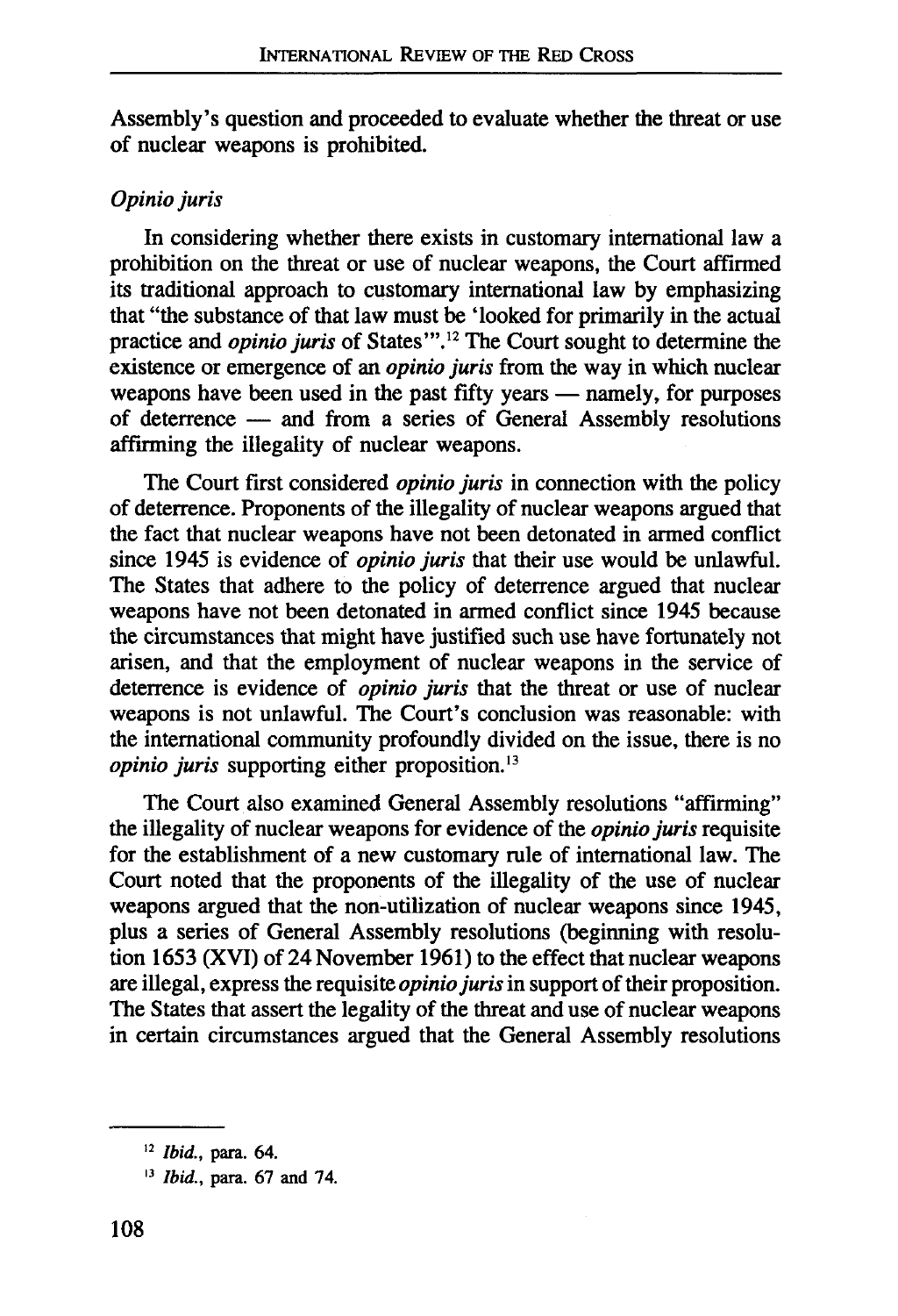Assembly's question and proceeded to evaluate whether the threat or use of nuclear weapons is prohibited.

*Opinio juris*

In considering whether there exists in customary international law a prohibition on the threat or use of nuclear weapons, the Court affirmed its traditional approach to customary international law by emphasizing that "the substance of that law must be 'looked for primarily in the actual practice and *opinio juris* of States'".[12] The Court sought to determine the existence or emergence of an *opinio juris* from the way in which nuclear weapons have been used in the past fifty years — namely, for purposes of deterrence — and from a series of General Assembly resolutions affirming the illegality of nuclear weapons.

The Court first considered *opinio juris* in connection with the policy of deterrence. Proponents of the illegality of nuclear weapons argued that the fact that nuclear weapons have not been detonated in armed conflict since 1945 is evidence of *opinio juris* that their use would be unlawful. The States that adhere to the policy of deterrence argued that nuclear weapons have not been detonated in armed conflict since 1945 because the circumstances that might have justified such use have fortunately not arisen, and that the employment of nuclear weapons in the service of deterrence is evidence of *opinio juris* that the threat or use of nuclear weapons is not unlawful. The Court's conclusion was reasonable: with the international community profoundly divided on the issue, there is no *opinio juris* supporting either proposition.[13]

The Court also examined General Assembly resolutions "affirming" the illegality of nuclear weapons for evidence of the *opinio juris* requisite for the establishment of a new customary rule of international law. The Court noted that the proponents of the illegality of the use of nuclear weapons argued that the non-utilization of nuclear weapons since 1945, plus a series of General Assembly resolutions (beginning with resolution 1653 (XVI) of 24 November 1961) to the effect that nuclear weapons are illegal, express the requisite *opinio juris* in support of their proposition. The States that assert the legality of the threat and use of nuclear weapons in certain circumstances argued that the General Assembly resolutions

---

[12] *Ibid.*, para. 64.

[13] *Ibid.*, para. 67 and 74.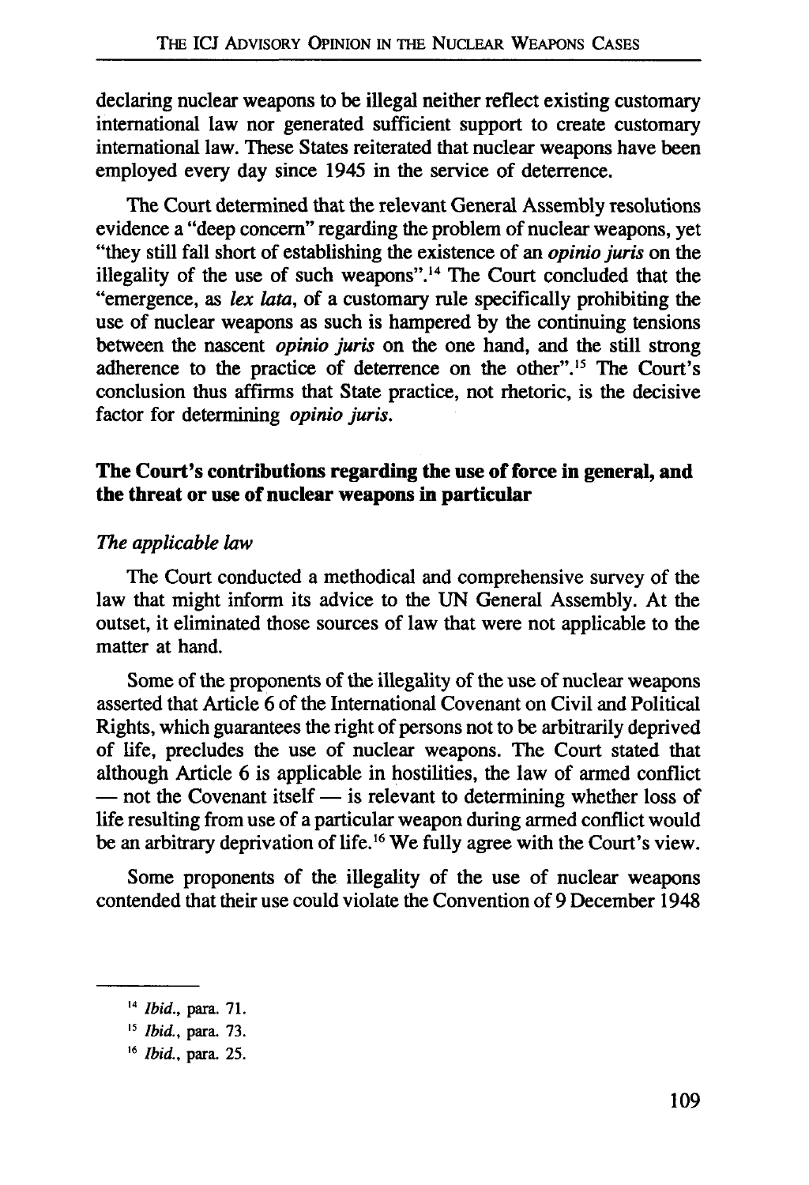declaring nuclear weapons to be illegal neither reflect existing customary international law nor generated sufficient support to create customary international law. These States reiterated that nuclear weapons have been employed every day since 1945 in the service of deterrence.

The Court determined that the relevant General Assembly resolutions evidence a "deep concern" regarding the problem of nuclear weapons, yet "they still fall short of establishing the existence of an *opinio juris* on the illegality of the use of such weapons".[14] The Court concluded that the "emergence, as *lex lata*, of a customary rule specifically prohibiting the use of nuclear weapons as such is hampered by the continuing tensions between the nascent *opinio juris* on the one hand, and the still strong adherence to the practice of deterrence on the other".[15] The Court's conclusion thus affirms that State practice, not rhetoric, is the decisive factor for determining *opinio juris*.

## The Court's contributions regarding the use of force in general, and the threat or use of nuclear weapons in particular

### *The applicable law*

The Court conducted a methodical and comprehensive survey of the law that might inform its advice to the UN General Assembly. At the outset, it eliminated those sources of law that were not applicable to the matter at hand.

Some of the proponents of the illegality of the use of nuclear weapons asserted that Article 6 of the International Covenant on Civil and Political Rights, which guarantees the right of persons not to be arbitrarily deprived of life, precludes the use of nuclear weapons. The Court stated that although Article 6 is applicable in hostilities, the law of armed conflict — not the Covenant itself — is relevant to determining whether loss of life resulting from use of a particular weapon during armed conflict would be an arbitrary deprivation of life.[16] We fully agree with the Court's view.

Some proponents of the illegality of the use of nuclear weapons contended that their use could violate the Convention of 9 December 1948

[14] *Ibid.*, para. 71.

[15] *Ibid.*, para. 73.

[16] *Ibid.*, para. 25.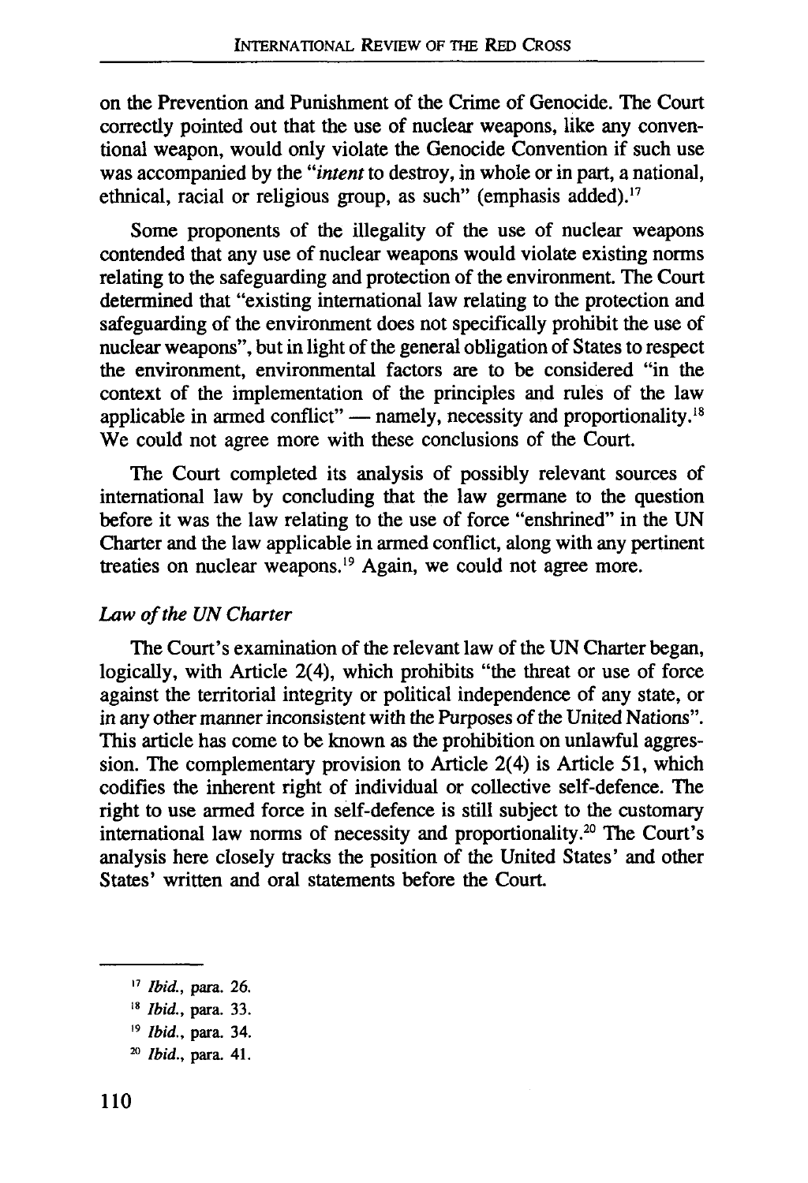on the Prevention and Punishment of the Crime of Genocide. The Court correctly pointed out that the use of nuclear weapons, like any conventional weapon, would only violate the Genocide Convention if such use was accompanied by the "*intent* to destroy, in whole or in part, a national, ethnical, racial or religious group, as such" (emphasis added).[17]

Some proponents of the illegality of the use of nuclear weapons contended that any use of nuclear weapons would violate existing norms relating to the safeguarding and protection of the environment. The Court determined that "existing international law relating to the protection and safeguarding of the environment does not specifically prohibit the use of nuclear weapons", but in light of the general obligation of States to respect the environment, environmental factors are to be considered "in the context of the implementation of the principles and rules of the law applicable in armed conflict" — namely, necessity and proportionality.[18] We could not agree more with these conclusions of the Court.

The Court completed its analysis of possibly relevant sources of international law by concluding that the law germane to the question before it was the law relating to the use of force "enshrined" in the UN Charter and the law applicable in armed conflict, along with any pertinent treaties on nuclear weapons.[19] Again, we could not agree more.

### *Law of the UN Charter*

The Court's examination of the relevant law of the UN Charter began, logically, with Article 2(4), which prohibits "the threat or use of force against the territorial integrity or political independence of any state, or in any other manner inconsistent with the Purposes of the United Nations". This article has come to be known as the prohibition on unlawful aggression. The complementary provision to Article 2(4) is Article 51, which codifies the inherent right of individual or collective self-defence. The right to use armed force in self-defence is still subject to the customary international law norms of necessity and proportionality.[20] The Court's analysis here closely tracks the position of the United States' and other States' written and oral statements before the Court.

---

[17] *Ibid.*, para. 26.

[18] *Ibid.*, para. 33.

[19] *Ibid.*, para. 34.

[20] *Ibid.*, para. 41.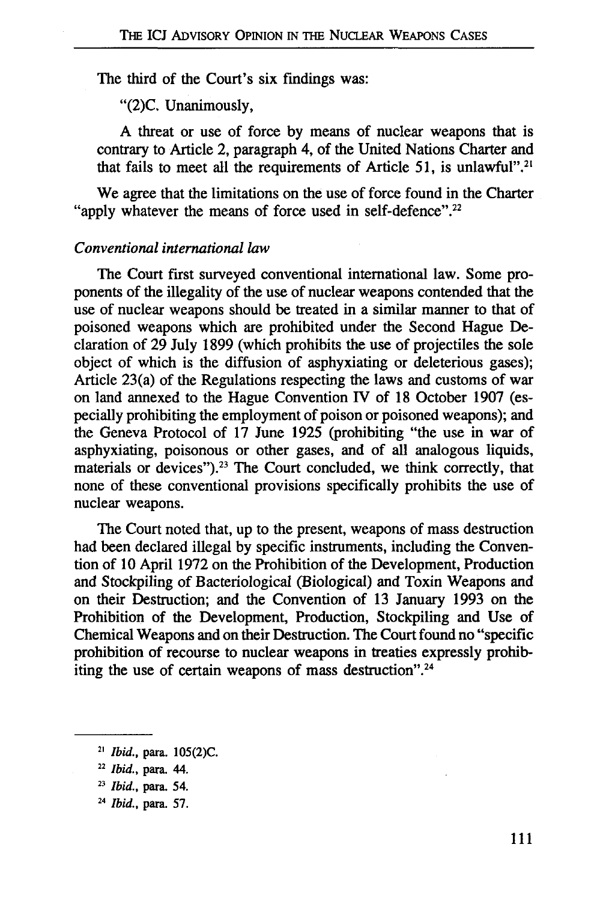The third of the Court's six findings was:

"(2)C. Unanimously,

A threat or use of force by means of nuclear weapons that is contrary to Article 2, paragraph 4, of the United Nations Charter and that fails to meet all the requirements of Article 51, is unlawful".[21]

We agree that the limitations on the use of force found in the Charter "apply whatever the means of force used in self-defence".[22]

*Conventional international law*

The Court first surveyed conventional international law. Some proponents of the illegality of the use of nuclear weapons contended that the use of nuclear weapons should be treated in a similar manner to that of poisoned weapons which are prohibited under the Second Hague Declaration of 29 July 1899 (which prohibits the use of projectiles the sole object of which is the diffusion of asphyxiating or deleterious gases); Article 23(a) of the Regulations respecting the laws and customs of war on land annexed to the Hague Convention IV of 18 October 1907 (especially prohibiting the employment of poison or poisoned weapons); and the Geneva Protocol of 17 June 1925 (prohibiting "the use in war of asphyxiating, poisonous or other gases, and of all analogous liquids, materials or devices").[23] The Court concluded, we think correctly, that none of these conventional provisions specifically prohibits the use of nuclear weapons.

The Court noted that, up to the present, weapons of mass destruction had been declared illegal by specific instruments, including the Convention of 10 April 1972 on the Prohibition of the Development, Production and Stockpiling of Bacteriological (Biological) and Toxin Weapons and on their Destruction; and the Convention of 13 January 1993 on the Prohibition of the Development, Production, Stockpiling and Use of Chemical Weapons and on their Destruction. The Court found no "specific prohibition of recourse to nuclear weapons in treaties expressly prohibiting the use of certain weapons of mass destruction".[24]

---

[21] *Ibid.*, para. 105(2)C.

[22] *Ibid.*, para. 44.

[23] *Ibid.*, para. 54.

[24] *Ibid.*, para. 57.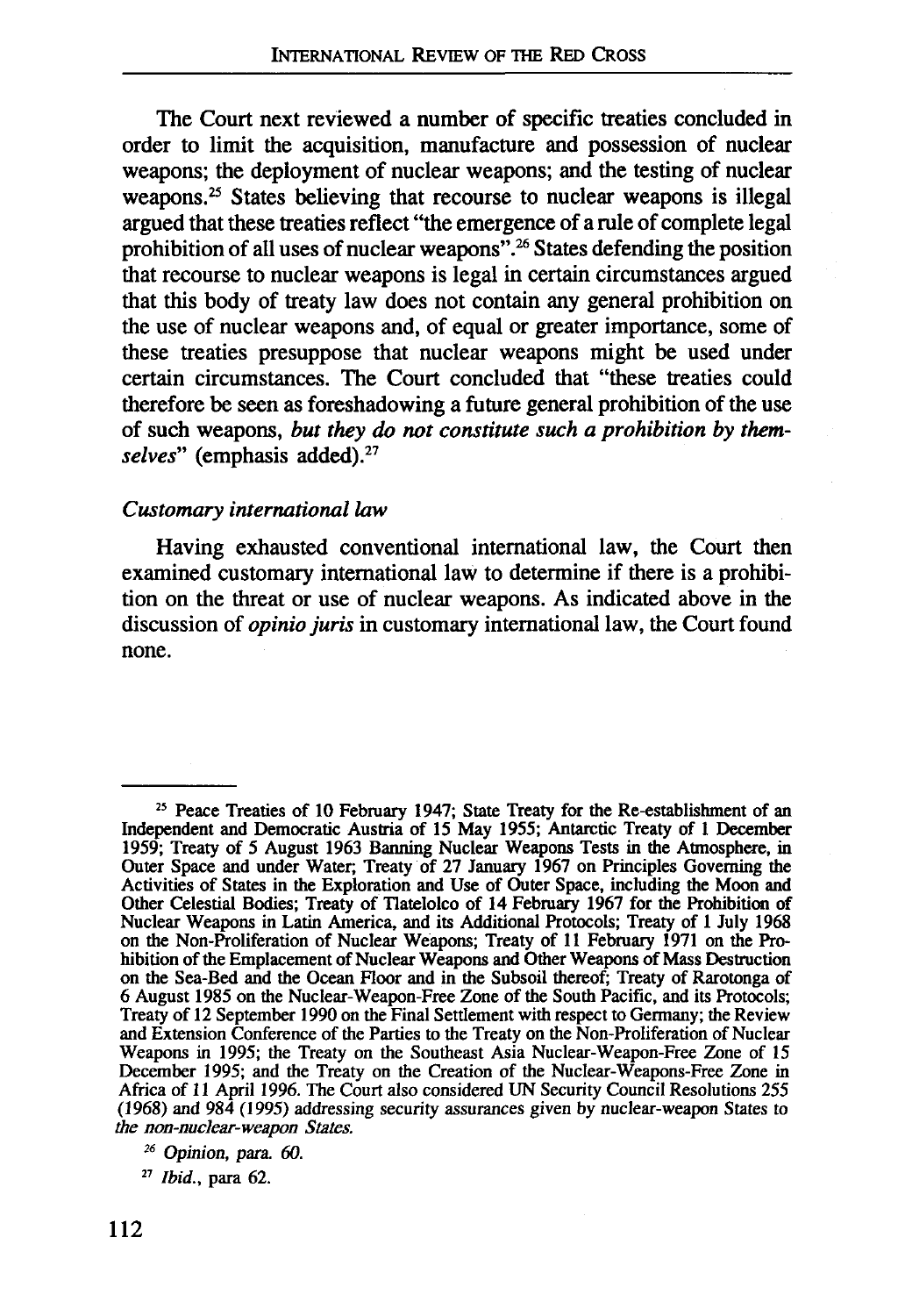The Court next reviewed a number of specific treaties concluded in order to limit the acquisition, manufacture and possession of nuclear weapons; the deployment of nuclear weapons; and the testing of nuclear weapons.[25] States believing that recourse to nuclear weapons is illegal argued that these treaties reflect "the emergence of a rule of complete legal prohibition of all uses of nuclear weapons".[26] States defending the position that recourse to nuclear weapons is legal in certain circumstances argued that this body of treaty law does not contain any general prohibition on the use of nuclear weapons and, of equal or greater importance, some of these treaties presuppose that nuclear weapons might be used under certain circumstances. The Court concluded that "these treaties could therefore be seen as foreshadowing a future general prohibition of the use of such weapons, *but they do not constitute such a prohibition by themselves*" (emphasis added).[27]

*Customary international law*

Having exhausted conventional international law, the Court then examined customary international law to determine if there is a prohibition on the threat or use of nuclear weapons. As indicated above in the discussion of *opinio juris* in customary international law, the Court found none.

---

[25] Peace Treaties of 10 February 1947; State Treaty for the Re-establishment of an Independent and Democratic Austria of 15 May 1955; Antarctic Treaty of 1 December 1959; Treaty of 5 August 1963 Banning Nuclear Weapons Tests in the Atmosphere, in Outer Space and under Water; Treaty of 27 January 1967 on Principles Governing the Activities of States in the Exploration and Use of Outer Space, including the Moon and Other Celestial Bodies; Treaty of Tlatelolco of 14 February 1967 for the Prohibition of Nuclear Weapons in Latin America, and its Additional Protocols; Treaty of 1 July 1968 on the Non-Proliferation of Nuclear Weapons; Treaty of 11 February 1971 on the Prohibition of the Emplacement of Nuclear Weapons and Other Weapons of Mass Destruction on the Sea-Bed and the Ocean Floor and in the Subsoil thereof; Treaty of Rarotonga of 6 August 1985 on the Nuclear-Weapon-Free Zone of the South Pacific, and its Protocols; Treaty of 12 September 1990 on the Final Settlement with respect to Germany; the Review and Extension Conference of the Parties to the Treaty on the Non-Proliferation of Nuclear Weapons in 1995; the Treaty on the Southeast Asia Nuclear-Weapon-Free Zone of 15 December 1995; and the Treaty on the Creation of the Nuclear-Weapons-Free Zone in Africa of 11 April 1996. The Court also considered UN Security Council Resolutions 255 (1968) and 984 (1995) addressing security assurances given by nuclear-weapon States to *the non-nuclear-weapon States.*

[26] *Opinion, para. 60.*

[27] *Ibid.*, para 62.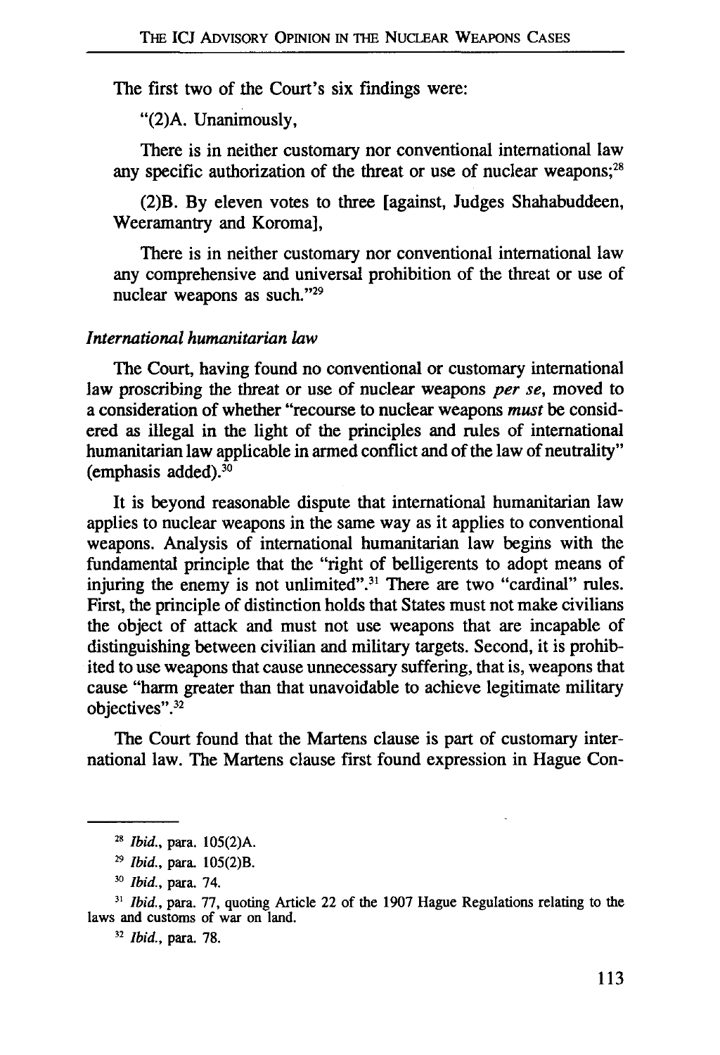The first two of the Court's six findings were:

"(2)A. Unanimously,

There is in neither customary nor conventional international law any specific authorization of the threat or use of nuclear weapons;[28]

(2)B. By eleven votes to three [against, Judges Shahabuddeen, Weeramantry and Koroma],

There is in neither customary nor conventional international law any comprehensive and universal prohibition of the threat or use of nuclear weapons as such."[29]

*International humanitarian law*

The Court, having found no conventional or customary international law proscribing the threat or use of nuclear weapons *per se*, moved to a consideration of whether "recourse to nuclear weapons *must* be considered as illegal in the light of the principles and rules of international humanitarian law applicable in armed conflict and of the law of neutrality" (emphasis added).[30]

It is beyond reasonable dispute that international humanitarian law applies to nuclear weapons in the same way as it applies to conventional weapons. Analysis of international humanitarian law begins with the fundamental principle that the "right of belligerents to adopt means of injuring the enemy is not unlimited".[31] There are two "cardinal" rules. First, the principle of distinction holds that States must not make civilians the object of attack and must not use weapons that are incapable of distinguishing between civilian and military targets. Second, it is prohibited to use weapons that cause unnecessary suffering, that is, weapons that cause "harm greater than that unavoidable to achieve legitimate military objectives".[32]

The Court found that the Martens clause is part of customary international law. The Martens clause first found expression in Hague Con-

---

[28] *Ibid.*, para. 105(2)A.

[29] *Ibid.*, para. 105(2)B.

[30] *Ibid.*, para. 74.

[31] *Ibid.*, para. 77, quoting Article 22 of the 1907 Hague Regulations relating to the laws and customs of war on land.

[32] *Ibid.*, para. 78.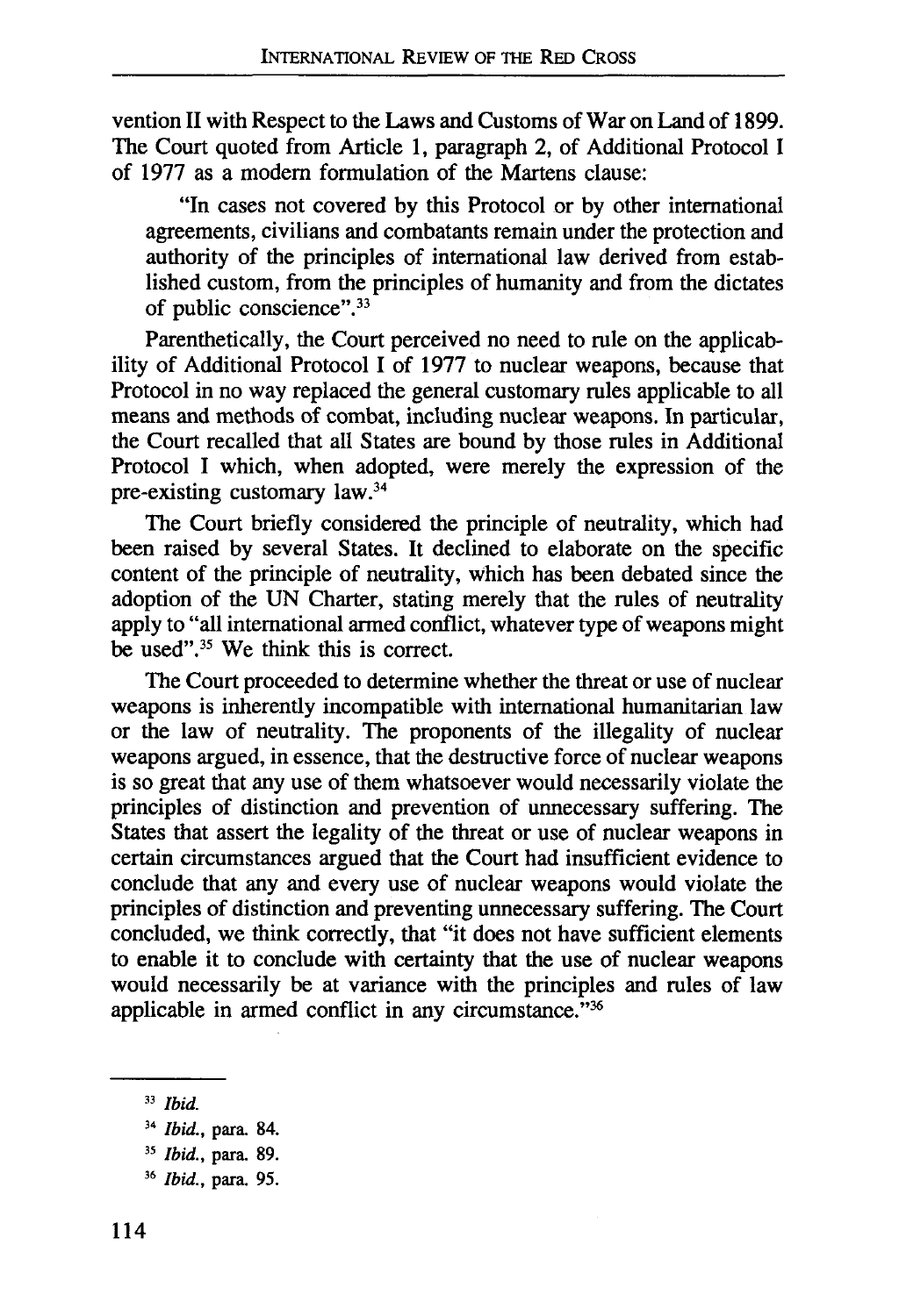vention II with Respect to the Laws and Customs of War on Land of 1899. The Court quoted from Article 1, paragraph 2, of Additional Protocol I of 1977 as a modern formulation of the Martens clause:

> "In cases not covered by this Protocol or by other international agreements, civilians and combatants remain under the protection and authority of the principles of international law derived from established custom, from the principles of humanity and from the dictates of public conscience".[33]

Parenthetically, the Court perceived no need to rule on the applicability of Additional Protocol I of 1977 to nuclear weapons, because that Protocol in no way replaced the general customary rules applicable to all means and methods of combat, including nuclear weapons. In particular, the Court recalled that all States are bound by those rules in Additional Protocol I which, when adopted, were merely the expression of the pre-existing customary law.[34]

The Court briefly considered the principle of neutrality, which had been raised by several States. It declined to elaborate on the specific content of the principle of neutrality, which has been debated since the adoption of the UN Charter, stating merely that the rules of neutrality apply to "all international armed conflict, whatever type of weapons might be used".[35] We think this is correct.

The Court proceeded to determine whether the threat or use of nuclear weapons is inherently incompatible with international humanitarian law or the law of neutrality. The proponents of the illegality of nuclear weapons argued, in essence, that the destructive force of nuclear weapons is so great that any use of them whatsoever would necessarily violate the principles of distinction and prevention of unnecessary suffering. The States that assert the legality of the threat or use of nuclear weapons in certain circumstances argued that the Court had insufficient evidence to conclude that any and every use of nuclear weapons would violate the principles of distinction and preventing unnecessary suffering. The Court concluded, we think correctly, that "it does not have sufficient elements to enable it to conclude with certainty that the use of nuclear weapons would necessarily be at variance with the principles and rules of law applicable in armed conflict in any circumstance."[36]

---

[33] *Ibid.*

[34] *Ibid.*, para. 84.

[35] *Ibid.*, para. 89.

[36] *Ibid.*, para. 95.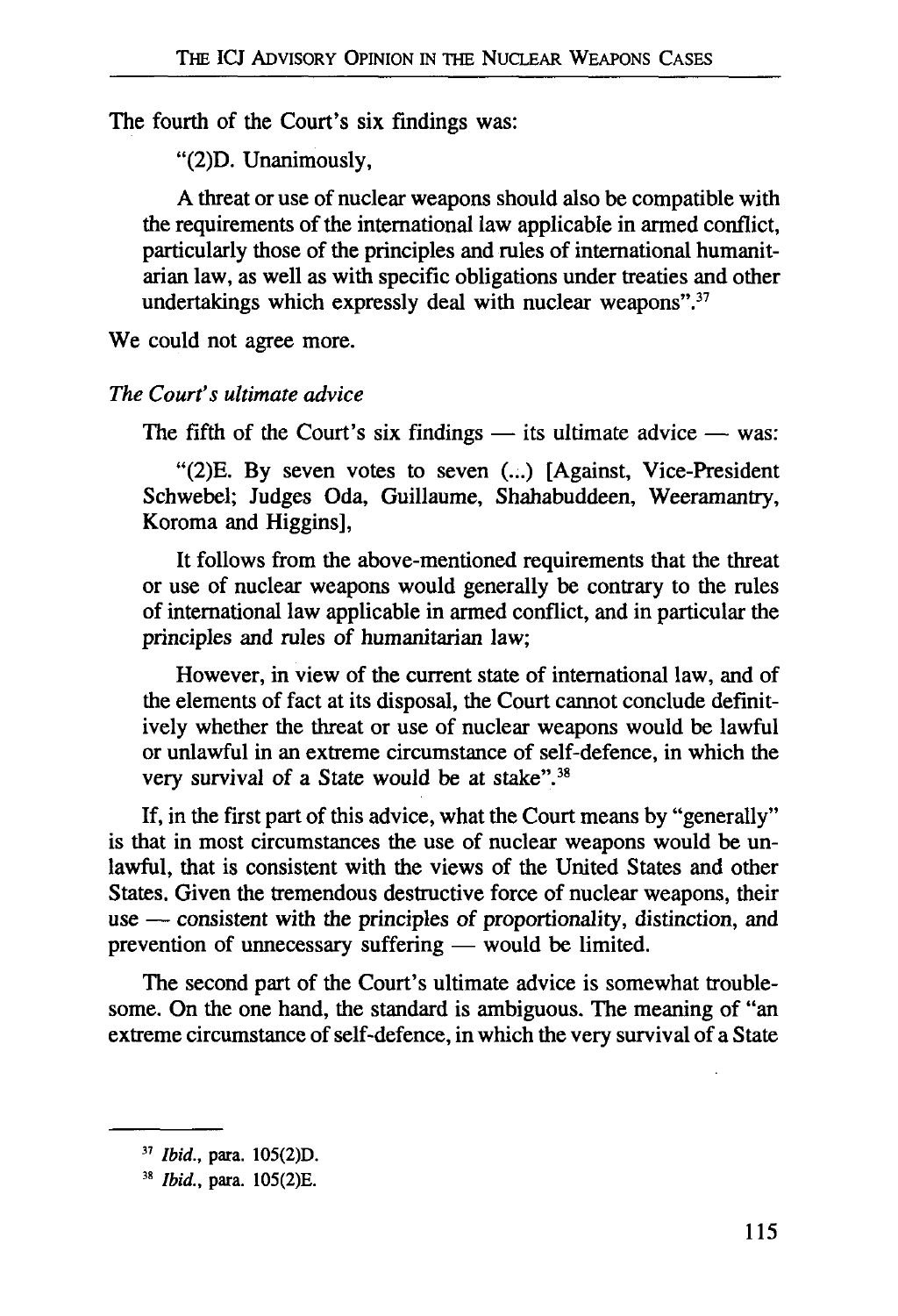The fourth of the Court's six findings was:

> "(2)D. Unanimously,
>
> A threat or use of nuclear weapons should also be compatible with the requirements of the international law applicable in armed conflict, particularly those of the principles and rules of international humanitarian law, as well as with specific obligations under treaties and other undertakings which expressly deal with nuclear weapons".[37]

We could not agree more.

*The Court's ultimate advice*

The fifth of the Court's six findings — its ultimate advice — was:

> "(2)E. By seven votes to seven (...) [Against, Vice-President Schwebel; Judges Oda, Guillaume, Shahabuddeen, Weeramantry, Koroma and Higgins],
>
> It follows from the above-mentioned requirements that the threat or use of nuclear weapons would generally be contrary to the rules of international law applicable in armed conflict, and in particular the principles and rules of humanitarian law;
>
> However, in view of the current state of international law, and of the elements of fact at its disposal, the Court cannot conclude definitively whether the threat or use of nuclear weapons would be lawful or unlawful in an extreme circumstance of self-defence, in which the very survival of a State would be at stake".[38]

If, in the first part of this advice, what the Court means by "generally" is that in most circumstances the use of nuclear weapons would be unlawful, that is consistent with the views of the United States and other States. Given the tremendous destructive force of nuclear weapons, their use — consistent with the principles of proportionality, distinction, and prevention of unnecessary suffering — would be limited.

The second part of the Court's ultimate advice is somewhat troublesome. On the one hand, the standard is ambiguous. The meaning of "an extreme circumstance of self-defence, in which the very survival of a State

---

[37] *Ibid.*, para. 105(2)D.

[38] *Ibid.*, para. 105(2)E.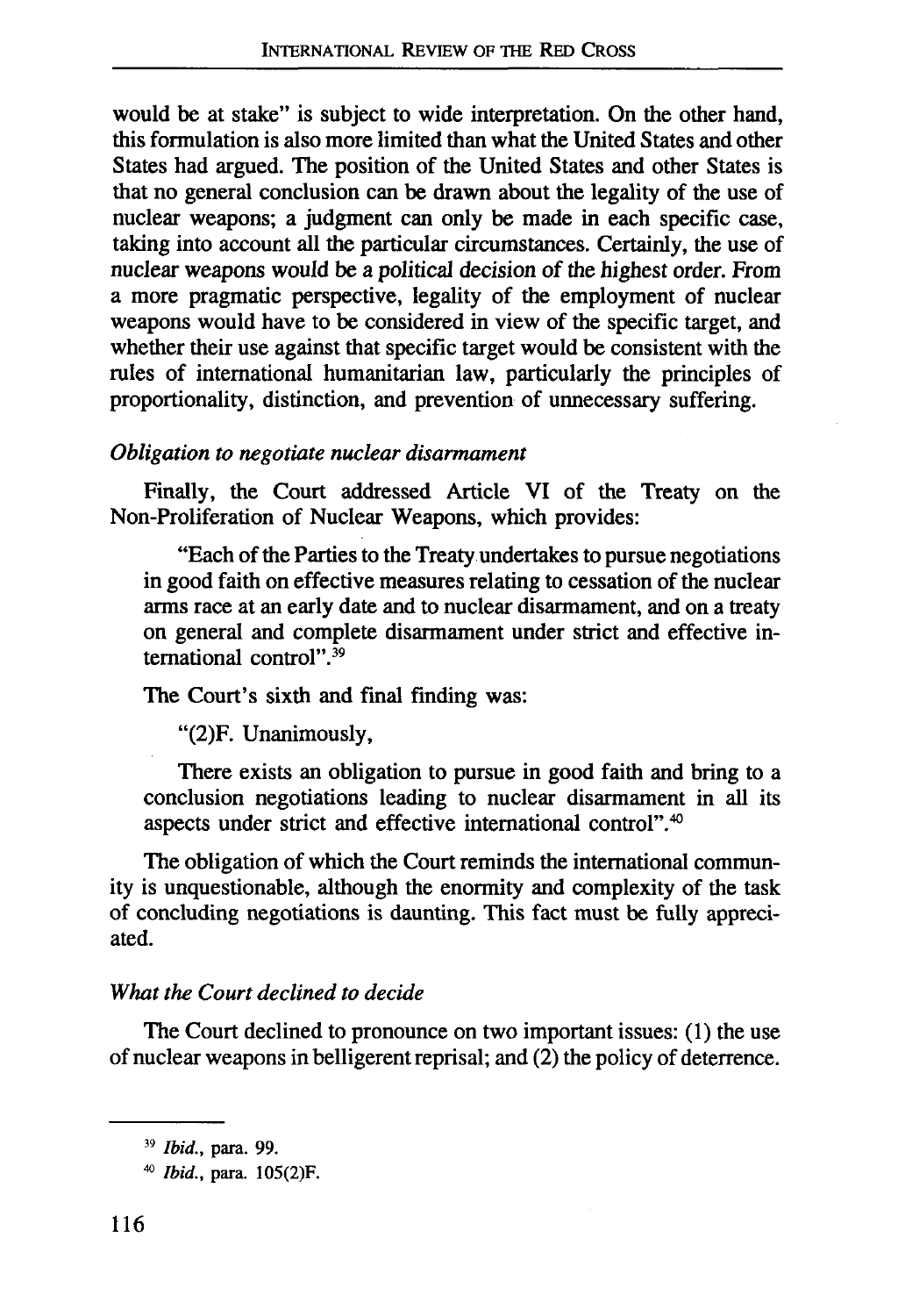would be at stake" is subject to wide interpretation. On the other hand, this formulation is also more limited than what the United States and other States had argued. The position of the United States and other States is that no general conclusion can be drawn about the legality of the use of nuclear weapons; a judgment can only be made in each specific case, taking into account all the particular circumstances. Certainly, the use of nuclear weapons would be a *political decision* of the highest order. From a more pragmatic perspective, legality of the employment of nuclear weapons would have to be considered in view of the specific target, and whether their use against that specific target would be consistent with the rules of international humanitarian law, particularly the principles of proportionality, distinction, and prevention of unnecessary suffering.

### *Obligation to negotiate nuclear disarmament*

Finally, the Court addressed Article VI of the Treaty on the Non-Proliferation of Nuclear Weapons, which provides:

"Each of the Parties to the Treaty undertakes to pursue negotiations in good faith on effective measures relating to cessation of the nuclear arms race at an early date and to nuclear disarmament, and on a treaty on general and complete disarmament under strict and effective international control".[39]

The Court's sixth and final finding was:

"(2)F. Unanimously,

There exists an obligation to pursue in good faith and bring to a conclusion negotiations leading to nuclear disarmament in all its aspects under strict and effective international control".[40]

The obligation of which the Court reminds the international community is unquestionable, although the enormity and complexity of the task of concluding negotiations is daunting. This fact must be fully appreciated.

### *What the Court declined to decide*

The Court declined to pronounce on two important issues: (1) the use of nuclear weapons in belligerent reprisal; and (2) the policy of deterrence.

---

[39] *Ibid.*, para. 99.

[40] *Ibid.*, para. 105(2)F.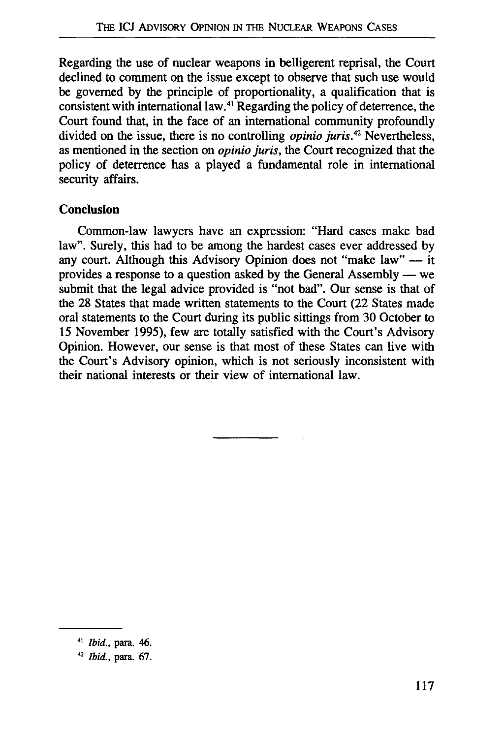Regarding the use of nuclear weapons in belligerent reprisal, the Court declined to comment on the issue except to observe that such use would be governed by the principle of proportionality, a qualification that is consistent with international law.[41] Regarding the policy of deterrence, the Court found that, in the face of an international community profoundly divided on the issue, there is no controlling *opinio juris*.[42] Nevertheless, as mentioned in the section on *opinio juris*, the Court recognized that the policy of deterrence has a played a fundamental role in international security affairs.

## Conclusion

Common-law lawyers have an expression: "Hard cases make bad law". Surely, this had to be among the hardest cases ever addressed by any court. Although this Advisory Opinion does not "make law" — it provides a response to a question asked by the General Assembly — we submit that the legal advice provided is "not bad". Our sense is that of the 28 States that made written statements to the Court (22 States made oral statements to the Court during its public sittings from 30 October to 15 November 1995), few are totally satisfied with the Court's Advisory Opinion. However, our sense is that most of these States can live with the Court's Advisory opinion, which is not seriously inconsistent with their national interests or their view of international law.

---

[41] *Ibid.*, para. 46.

[42] *Ibid.*, para. 67.